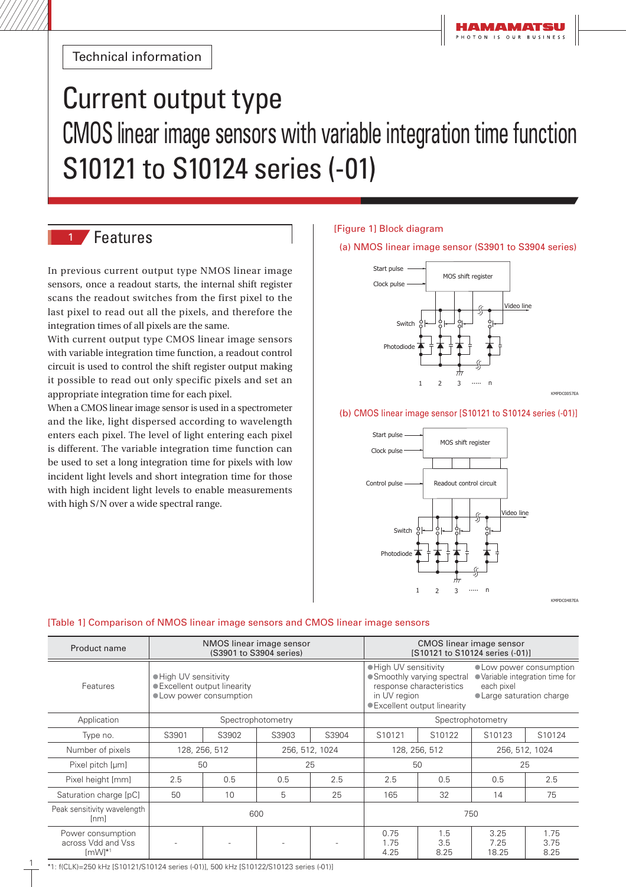Technical information

# Current output type

# CMOS linear image sensors with variable integration time function S10121 to S10124 series (-01)

## 1 Features

In previous current output type NMOS linear image sensors, once a readout starts, the internal shift register scans the readout switches from the first pixel to the last pixel to read out all the pixels, and therefore the integration times of all pixels are the same.

With current output type CMOS linear image sensors with variable integration time function, a readout control circuit is used to control the shift register output making it possible to read out only specific pixels and set an appropriate integration time for each pixel.

When a CMOS linear image sensor is used in a spectrometer and the like, light dispersed according to wavelength enters each pixel. The level of light entering each pixel is different. The variable integration time function can be used to set a long integration time for pixels with low incident light levels and short integration time for those with high incident light levels to enable measurements with high S/N over a wide spectral range.

[Figure 1] Block diagram

(a) NMOS linear image sensor (S3901 to S3904 series)

Start pulse, Clock pulse, MOS shift register, Video line, Switch, Photodiode, 1, 2, 3 ..... n

KMPDC0057EA

(b) CMOS linear image sensor [S10121 to S10124 series (-01)]

Start pulse, Clock pulse, MOS shift register, Control pulse, Readout control circuit, Video line, Switch, Photodiode, 1, 2, 3 ..... n

KMPDC0487EA

[Table 1] Comparison of NMOS linear image sensors and CMOS linear image sensors

| Product name | NMOS linear image sensor (S3901 to S3904 series) | | | | CMOS linear image sensor [S10121 to S10124 series (-01)] | | | |
|---|---|---|---|---|---|---|---|---|
| Features | ●High UV sensitivity ●Excellent output linearity ●Low power consumption | | | | ●High UV sensitivity ●Smoothly varying spectral response characteristics in UV region ●Excellent output linearity ●Low power consumption ●Variable integration time for each pixel ●Large saturation charge | | | |
| Application | Spectrophotometry | | | | Spectrophotometry | | | |
| Type no. | S3901 | S3902 | S3903 | S3904 | S10121 | S10122 | S10123 | S10124 |
| Number of pixels | 128, 256, 512 | | 256, 512, 1024 | | 128, 256, 512 | | 256, 512, 1024 | |
| Pixel pitch [µm] | 50 | | 25 | | 50 | | 25 | |
| Pixel height [mm] | 2.5 | 0.5 | 0.5 | 2.5 | 2.5 | 0.5 | 0.5 | 2.5 |
| Saturation charge [pC] | 50 | 10 | 5 | 25 | 165 | 32 | 14 | 75 |
| Peak sensitivity wavelength [nm] | 600 | | | | 750 | | | |
| Power consumption across Vdd and Vss [mW]*1 | - | - | - | - | 0.75 1.75 4.25 | 1.5 3.5 8.25 | 3.25 7.25 18.25 | 1.75 3.75 8.25 |

*1: f(CLK)=250 kHz [S10121/S10124 series (-01)], 500 kHz [S10122/S10123 series (-01)]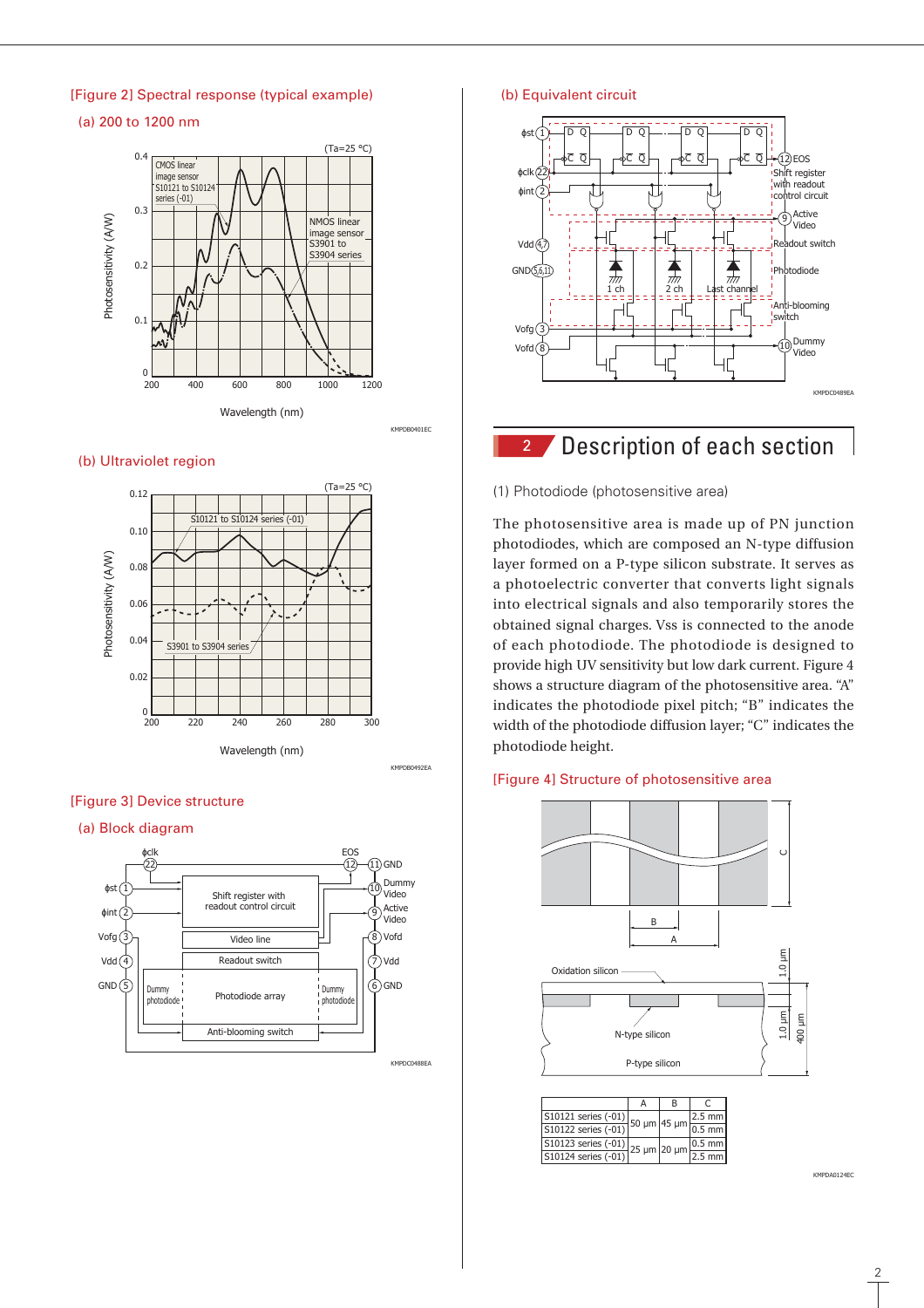[Figure 2] Spectral response (typical example)

(a) 200 to 1200 nm

(b) Ultraviolet region

[Figure 3] Device structure

(a) Block diagram

(b) Equivalent circuit

## 2 Description of each section

(1) Photodiode (photosensitive area)

The photosensitive area is made up of PN junction photodiodes, which are composed an N-type diffusion layer formed on a P-type silicon substrate. It serves as a photoelectric converter that converts light signals into electrical signals and also temporarily stores the obtained signal charges. Vss is connected to the anode of each photodiode. The photodiode is designed to provide high UV sensitivity but low dark current. Figure 4 shows a structure diagram of the photosensitive area. "A" indicates the photodiode pixel pitch; "B" indicates the width of the photodiode diffusion layer; "C" indicates the photodiode height.

[Figure 4] Structure of photosensitive area

| | A | B | C |
|---|---|---|---|
| S10121 series (-01) | 50 µm | 45 µm | 2.5 mm |
| S10122 series (-01) | | | 0.5 mm |
| S10123 series (-01) | 25 µm | 20 µm | 0.5 mm |
| S10124 series (-01) | | | 2.5 mm |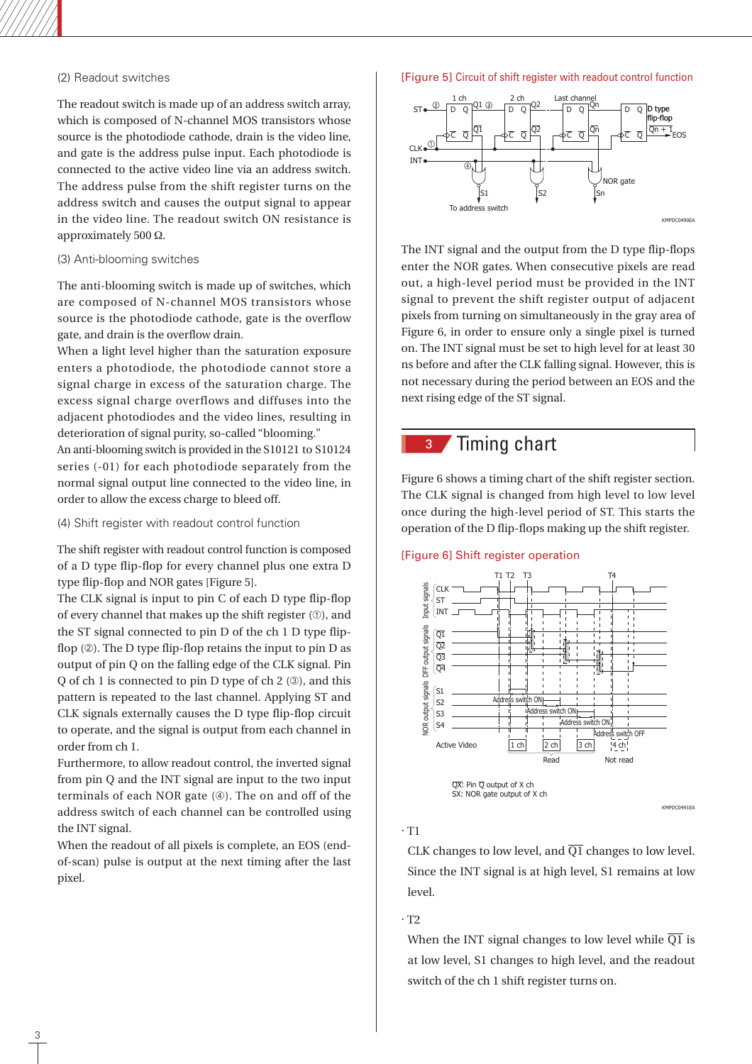(2) Readout switches

The readout switch is made up of an address switch array, which is composed of N-channel MOS transistors whose source is the photodiode cathode, drain is the video line, and gate is the address pulse input. Each photodiode is connected to the active video line via an address switch. The address pulse from the shift register turns on the address switch and causes the output signal to appear in the video line. The readout switch ON resistance is approximately 500 Ω.

(3) Anti-blooming switches

The anti-blooming switch is made up of switches, which are composed of N-channel MOS transistors whose source is the photodiode cathode, gate is the overflow gate, and drain is the overflow drain.
When a light level higher than the saturation exposure enters a photodiode, the photodiode cannot store a signal charge in excess of the saturation charge. The excess signal charge overflows and diffuses into the adjacent photodiodes and the video lines, resulting in deterioration of signal purity, so-called "blooming."
An anti-blooming switch is provided in the S10121 to S10124 series (-01) for each photodiode separately from the normal signal output line connected to the video line, in order to allow the excess charge to bleed off.

(4) Shift register with readout control function

The shift register with readout control function is composed of a D type flip-flop for every channel plus one extra D type flip-flop and NOR gates [Figure 5].
The CLK signal is input to pin C of each D type flip-flop of every channel that makes up the shift register (①), and the ST signal connected to pin D of the ch 1 D type flip-flop (②). The D type flip-flop retains the input to pin D as output of pin Q on the falling edge of the CLK signal. Pin Q of ch 1 is connected to pin D type of ch 2 (③), and this pattern is repeated to the last channel. Applying ST and CLK signals externally causes the D type flip-flop circuit to operate, and the signal is output from each channel in order from ch 1.
Furthermore, to allow readout control, the inverted signal from pin Q and the INT signal are input to the two input terminals of each NOR gate (④). The on and off of the address switch of each channel can be controlled using the INT signal.
When the readout of all pixels is complete, an EOS (end-of-scan) pulse is output at the next timing after the last pixel.

[Figure 5] Circuit of shift register with readout control function

The INT signal and the output from the D type flip-flops enter the NOR gates. When consecutive pixels are read out, a high-level period must be provided in the INT signal to prevent the shift register output of adjacent pixels from turning on simultaneously in the gray area of Figure 6, in order to ensure only a single pixel is turned on. The INT signal must be set to high level for at least 30 ns before and after the CLK falling signal. However, this is not necessary during the period between an EOS and the next rising edge of the ST signal.

## 3 Timing chart

Figure 6 shows a timing chart of the shift register section. The CLK signal is changed from high level to low level once during the high-level period of ST. This starts the operation of the D flip-flops making up the shift register.

[Figure 6] Shift register operation

· T1

CLK changes to low level, and $\overline{Q1}$ changes to low level. Since the INT signal is at high level, S1 remains at low level.

· T2

When the INT signal changes to low level while $\overline{Q1}$ is at low level, S1 changes to high level, and the readout switch of the ch 1 shift register turns on.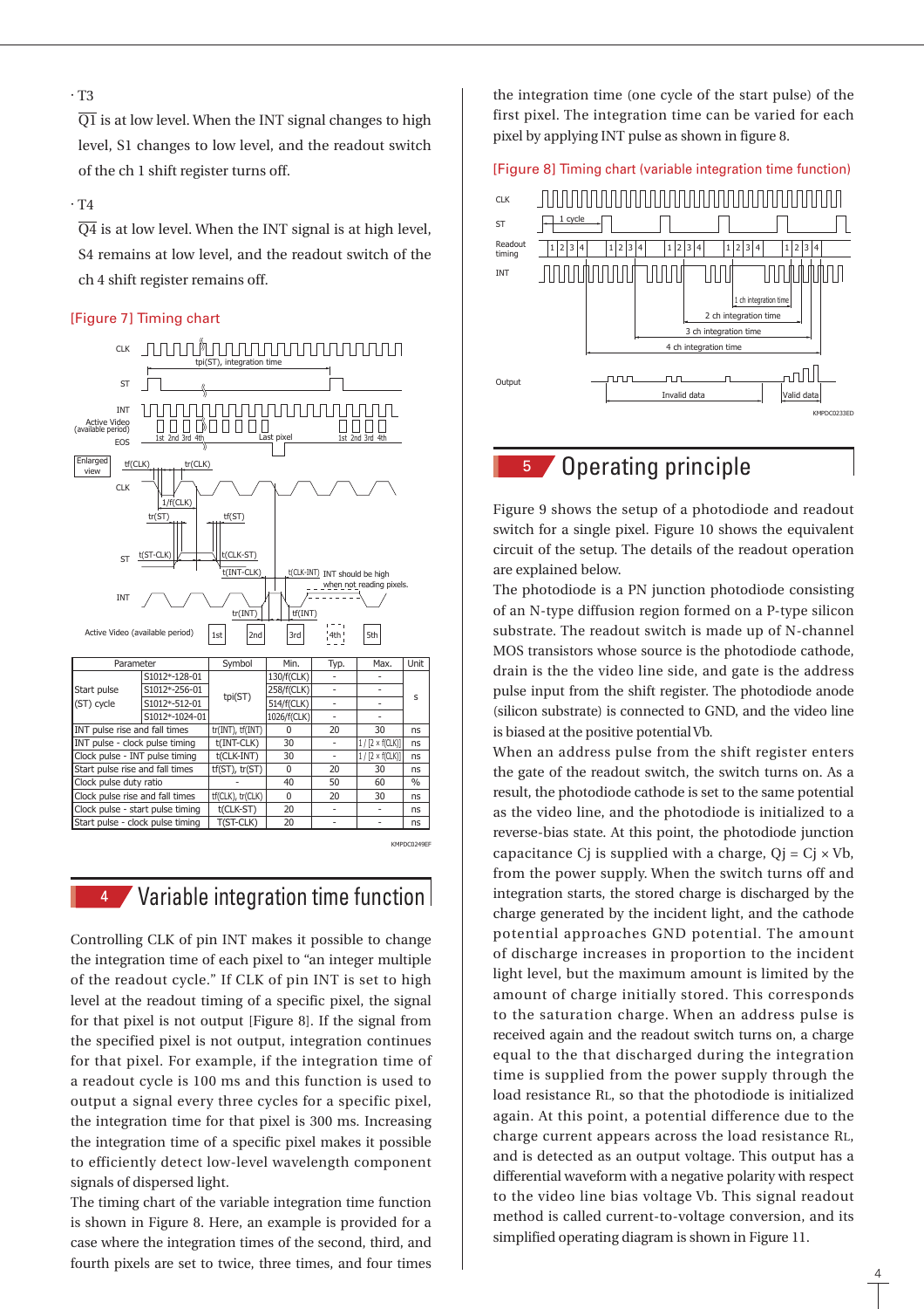· T3

$\overline{Q1}$ is at low level. When the INT signal changes to high level, S1 changes to low level, and the readout switch of the ch 1 shift register turns off.

· T4

$\overline{Q4}$ is at low level. When the INT signal is at high level, S4 remains at low level, and the readout switch of the ch 4 shift register remains off.

[Figure 7] Timing chart

| Parameter | | Symbol | Min. | Typ. | Max. | Unit |
|---|---|---|---|---|---|---|
| Start pulse (ST) cycle | S1012*-128-01 | tpi(ST) | 130/f(CLK) | - | - | s |
| | S1012*-256-01 | | 258/f(CLK) | - | - | |
| | S1012*-512-01 | | 514/f(CLK) | - | - | |
| | S1012*-1024-01 | | 1026/f(CLK) | - | - | |
| INT pulse rise and fall times | | tr(INT), tf(INT) | 0 | 20 | 30 | ns |
| INT pulse - clock pulse timing | | t(INT-CLK) | 30 | - | 1 / [2 × f(CLK)] | ns |
| Clock pulse - INT pulse timing | | t(CLK-INT) | 30 | - | 1 / [2 × f(CLK)] | ns |
| Start pulse rise and fall times | | tf(ST), tr(ST) | 0 | 20 | 30 | ns |
| Clock pulse duty ratio | | - | 40 | 50 | 60 | % |
| Clock pulse rise and fall times | | tf(CLK), tr(CLK) | 0 | 20 | 30 | ns |
| Clock pulse - start pulse timing | | t(CLK-ST) | 20 | - | - | ns |
| Start pulse - clock pulse timing | | T(ST-CLK) | 20 | - | - | ns |

KMPDC0249EF

## 4 Variable integration time function

Controlling CLK of pin INT makes it possible to change the integration time of each pixel to "an integer multiple of the readout cycle." If CLK of pin INT is set to high level at the readout timing of a specific pixel, the signal for that pixel is not output [Figure 8]. If the signal from the specified pixel is not output, integration continues for that pixel. For example, if the integration time of a readout cycle is 100 ms and this function is used to output a signal every three cycles for a specific pixel, the integration time for that pixel is 300 ms. Increasing the integration time of a specific pixel makes it possible to efficiently detect low-level wavelength component signals of dispersed light.

The timing chart of the variable integration time function is shown in Figure 8. Here, an example is provided for a case where the integration times of the second, third, and fourth pixels are set to twice, three times, and four times the integration time (one cycle of the start pulse) of the first pixel. The integration time can be varied for each pixel by applying INT pulse as shown in figure 8.

[Figure 8] Timing chart (variable integration time function)

KMPDC0233ED

## 5 Operating principle

Figure 9 shows the setup of a photodiode and readout switch for a single pixel. Figure 10 shows the equivalent circuit of the setup. The details of the readout operation are explained below.

The photodiode is a PN junction photodiode consisting of an N-type diffusion region formed on a P-type silicon substrate. The readout switch is made up of N-channel MOS transistors whose source is the photodiode cathode, drain is the video line side, and gate is the address pulse input from the shift register. The photodiode anode (silicon substrate) is connected to GND, and the video line is biased at the positive potential Vb.

When an address pulse from the shift register enters the gate of the readout switch, the switch turns on. As a result, the photodiode cathode is set to the same potential as the video line, and the photodiode is initialized to a reverse-bias state. At this point, the photodiode junction capacitance Cj is supplied with a charge, Qj = Cj × Vb, from the power supply. When the switch turns off and integration starts, the stored charge is discharged by the charge generated by the incident light, and the cathode potential approaches GND potential. The amount of discharge increases in proportion to the incident light level, but the maximum amount is limited by the amount of charge initially stored. This corresponds to the saturation charge. When an address pulse is received again and the readout switch turns on, a charge equal to the that discharged during the integration time is supplied from the power supply through the load resistance RL, so that the photodiode is initialized again. At this point, a potential difference due to the charge current appears across the load resistance RL, and is detected as an output voltage. This output has a differential waveform with a negative polarity with respect to the video line bias voltage Vb. This signal readout method is called current-to-voltage conversion, and its simplified operating diagram is shown in Figure 11.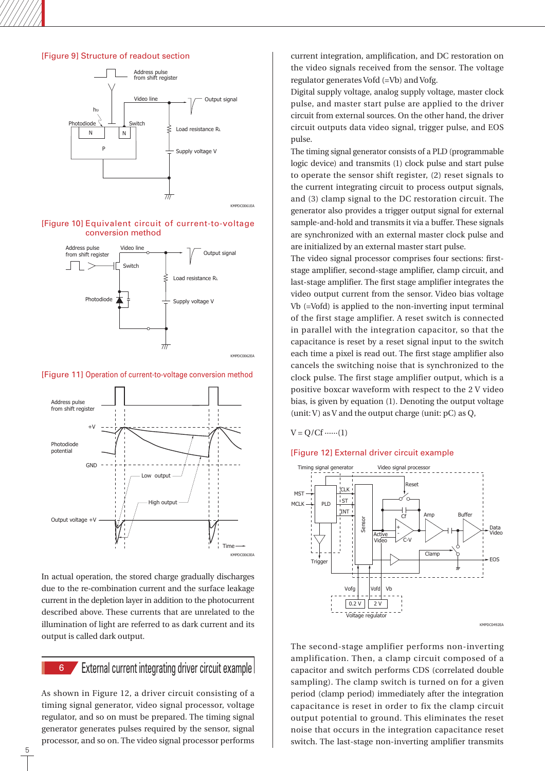[Figure 9] Structure of readout section

[Figure 10] Equivalent circuit of current-to-voltage conversion method

[Figure 11] Operation of current-to-voltage conversion method

In actual operation, the stored charge gradually discharges due to the re-combination current and the surface leakage current in the depletion layer in addition to the photocurrent described above. These currents that are unrelated to the illumination of light are referred to as dark current and its output is called dark output.

## 6 External current integrating driver circuit example

As shown in Figure 12, a driver circuit consisting of a timing signal generator, video signal processor, voltage regulator, and so on must be prepared. The timing signal generator generates pulses required by the sensor, signal processor, and so on. The video signal processor performs current integration, amplification, and DC restoration on the video signals received from the sensor. The voltage regulator generates Vofd (=Vb) and Vofg.

Digital supply voltage, analog supply voltage, master clock pulse, and master start pulse are applied to the driver circuit from external sources. On the other hand, the driver circuit outputs data video signal, trigger pulse, and EOS pulse.

The timing signal generator consists of a PLD (programmable logic device) and transmits (1) clock pulse and start pulse to operate the sensor shift register, (2) reset signals to the current integrating circuit to process output signals, and (3) clamp signal to the DC restoration circuit. The generator also provides a trigger output signal for external sample-and-hold and transmits it via a buffer. These signals are synchronized with an external master clock pulse and are initialized by an external master start pulse.

The video signal processor comprises four sections: first-stage amplifier, second-stage amplifier, clamp circuit, and last-stage amplifier. The first stage amplifier integrates the video output current from the sensor. Video bias voltage Vb (=Vofd) is applied to the non-inverting input terminal of the first stage amplifier. A reset switch is connected in parallel with the integration capacitor, so that the capacitance is reset by a reset signal input to the switch each time a pixel is read out. The first stage amplifier also cancels the switching noise that is synchronized to the clock pulse. The first stage amplifier output, which is a positive boxcar waveform with respect to the 2 V video bias, is given by equation (1). Denoting the output voltage (unit: V) as V and the output charge (unit: pC) as Q,

$$V = Q/Cf \cdots\cdots(1)$$

[Figure 12] External driver circuit example

The second-stage amplifier performs non-inverting amplification. Then, a clamp circuit composed of a capacitor and switch performs CDS (correlated double sampling). The clamp switch is turned on for a given period (clamp period) immediately after the integration capacitance is reset in order to fix the clamp circuit output potential to ground. This eliminates the reset noise that occurs in the integration capacitance reset switch. The last-stage non-inverting amplifier transmits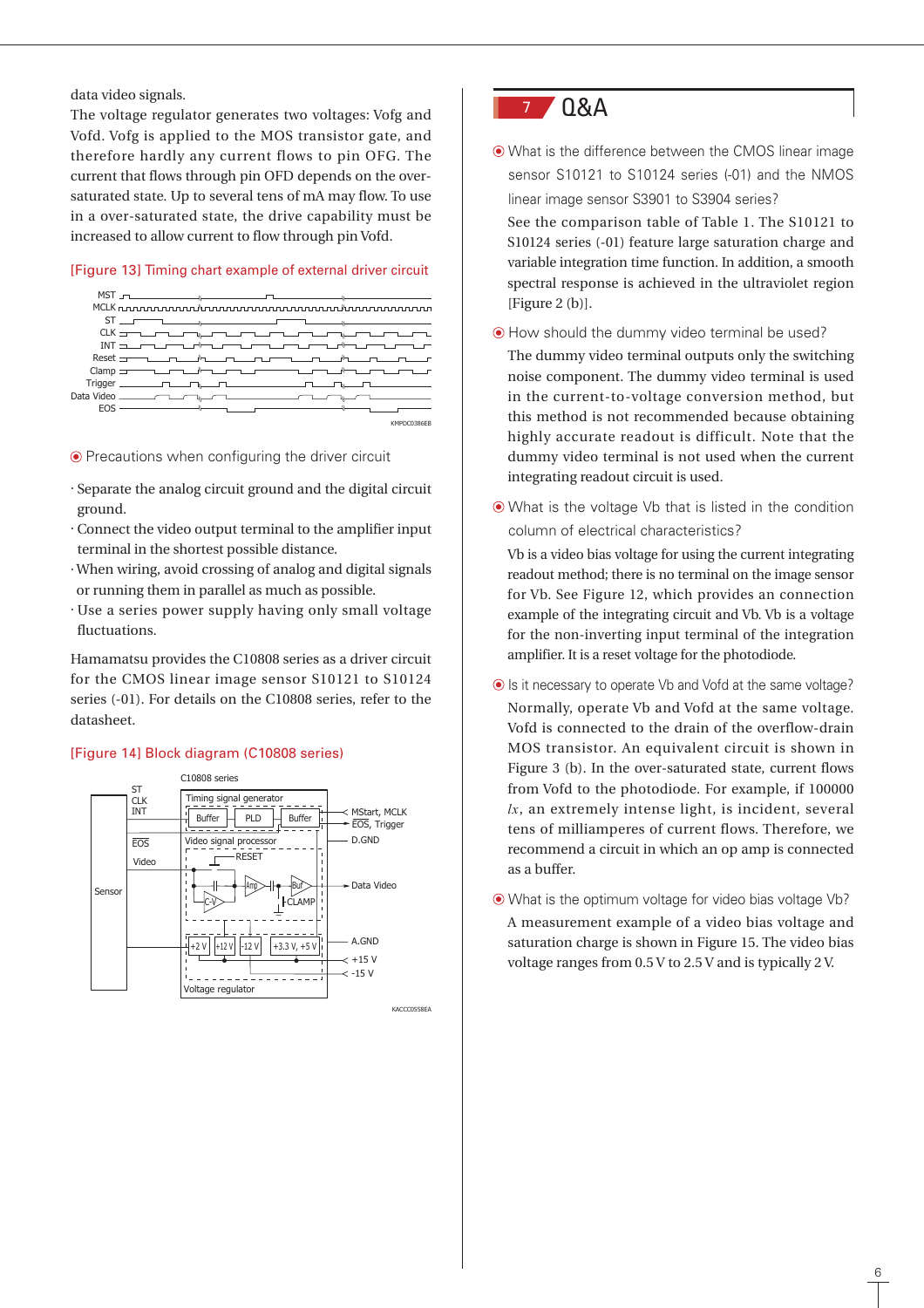data video signals.

The voltage regulator generates two voltages: Vofg and Vofd. Vofg is applied to the MOS transistor gate, and therefore hardly any current flows to pin OFG. The current that flows through pin OFD depends on the over-saturated state. Up to several tens of mA may flow. To use in a over-saturated state, the drive capability must be increased to allow current to flow through pin Vofd.

[Figure 13] Timing chart example of external driver circuit

MST
MCLK
ST
CLK
INT
Reset
Clamp
Trigger
Data Video
EOS

KMPDC0386EB

◉ Precautions when configuring the driver circuit

· Separate the analog circuit ground and the digital circuit ground.
· Connect the video output terminal to the amplifier input terminal in the shortest possible distance.
· When wiring, avoid crossing of analog and digital signals or running them in parallel as much as possible.
· Use a series power supply having only small voltage fluctuations.

Hamamatsu provides the C10808 series as a driver circuit for the CMOS linear image sensor S10121 to S10124 series (-01). For details on the C10808 series, refer to the datasheet.

[Figure 14] Block diagram (C10808 series)

C10808 series
Sensor
ST
CLK
INT
EOS
Video
Timing signal generator
Buffer
PLD
Buffer
MStart, MCLK
EOS, Trigger
D.GND
Video signal processor
RESET
Amp
Buf
C-V
CLAMP
Data Video
+2 V
+12 V
-12 V
+3.3 V, +5 V
A.GND
+15 V
-15 V
Voltage regulator

KACCC0558EA

## 7 Q&A

◉ What is the difference between the CMOS linear image sensor S10121 to S10124 series (-01) and the NMOS linear image sensor S3901 to S3904 series?

See the comparison table of Table 1. The S10121 to S10124 series (-01) feature large saturation charge and variable integration time function. In addition, a smooth spectral response is achieved in the ultraviolet region [Figure 2 (b)].

◉ How should the dummy video terminal be used?

The dummy video terminal outputs only the switching noise component. The dummy video terminal is used in the current-to-voltage conversion method, but this method is not recommended because obtaining highly accurate readout is difficult. Note that the dummy video terminal is not used when the current integrating readout circuit is used.

◉ What is the voltage Vb that is listed in the condition column of electrical characteristics?

Vb is a video bias voltage for using the current integrating readout method; there is no terminal on the image sensor for Vb. See Figure 12, which provides an connection example of the integrating circuit and Vb. Vb is a voltage for the non-inverting input terminal of the integration amplifier. It is a reset voltage for the photodiode.

◉ Is it necessary to operate Vb and Vofd at the same voltage?

Normally, operate Vb and Vofd at the same voltage. Vofd is connected to the drain of the overflow-drain MOS transistor. An equivalent circuit is shown in Figure 3 (b). In the over-saturated state, current flows from Vofd to the photodiode. For example, if 100000 *lx*, an extremely intense light, is incident, several tens of milliamperes of current flows. Therefore, we recommend a circuit in which an op amp is connected as a buffer.

◉ What is the optimum voltage for video bias voltage Vb?

A measurement example of a video bias voltage and saturation charge is shown in Figure 15. The video bias voltage ranges from 0.5 V to 2.5 V and is typically 2 V.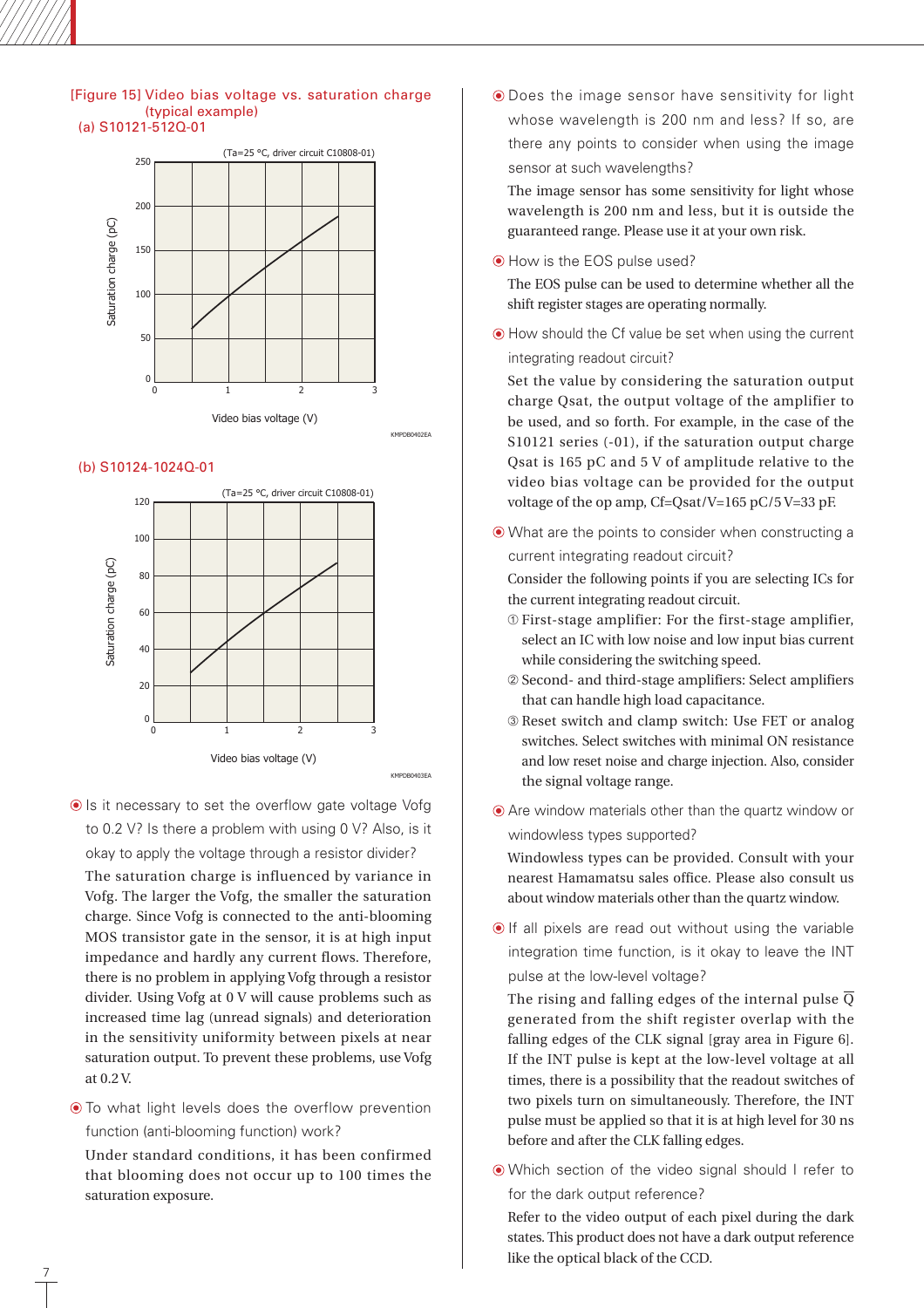[Figure 15] Video bias voltage vs. saturation charge (typical example)

(a) S10121-512Q-01

(Ta=25 °C, driver circuit C10808-01)

Saturation charge (pC)

Video bias voltage (V)

KMPDB0402EA

(b) S10124-1024Q-01

(Ta=25 °C, driver circuit C10808-01)

Saturation charge (pC)

Video bias voltage (V)

KMPDB0403EA

### ⦿ Is it necessary to set the overflow gate voltage Vofg to 0.2 V? Is there a problem with using 0 V? Also, is it okay to apply the voltage through a resistor divider?

The saturation charge is influenced by variance in Vofg. The larger the Vofg, the smaller the saturation charge. Since Vofg is connected to the anti-blooming MOS transistor gate in the sensor, it is at high input impedance and hardly any current flows. Therefore, there is no problem in applying Vofg through a resistor divider. Using Vofg at 0 V will cause problems such as increased time lag (unread signals) and deterioration in the sensitivity uniformity between pixels at near saturation output. To prevent these problems, use Vofg at 0.2 V.

### ⦿ To what light levels does the overflow prevention function (anti-blooming function) work?

Under standard conditions, it has been confirmed that blooming does not occur up to 100 times the saturation exposure.

### ⦿ Does the image sensor have sensitivity for light whose wavelength is 200 nm and less? If so, are there any points to consider when using the image sensor at such wavelengths?

The image sensor has some sensitivity for light whose wavelength is 200 nm and less, but it is outside the guaranteed range. Please use it at your own risk.

### ⦿ How is the EOS pulse used?

The EOS pulse can be used to determine whether all the shift register stages are operating normally.

### ⦿ How should the Cf value be set when using the current integrating readout circuit?

Set the value by considering the saturation output charge Qsat, the output voltage of the amplifier to be used, and so forth. For example, in the case of the S10121 series (-01), if the saturation output charge Qsat is 165 pC and 5 V of amplitude relative to the video bias voltage can be provided for the output voltage of the op amp, Cf=Qsat/V=165 pC/5 V=33 pF.

### ⦿ What are the points to consider when constructing a current integrating readout circuit?

Consider the following points if you are selecting ICs for the current integrating readout circuit.

① First-stage amplifier: For the first-stage amplifier, select an IC with low noise and low input bias current while considering the switching speed.

② Second- and third-stage amplifiers: Select amplifiers that can handle high load capacitance.

③ Reset switch and clamp switch: Use FET or analog switches. Select switches with minimal ON resistance and low reset noise and charge injection. Also, consider the signal voltage range.

### ⦿ Are window materials other than the quartz window or windowless types supported?

Windowless types can be provided. Consult with your nearest Hamamatsu sales office. Please also consult us about window materials other than the quartz window.

### ⦿ If all pixels are read out without using the variable integration time function, is it okay to leave the INT pulse at the low-level voltage?

The rising and falling edges of the internal pulse $\overline{Q}$ generated from the shift register overlap with the falling edges of the CLK signal [gray area in Figure 6]. If the INT pulse is kept at the low-level voltage at all times, there is a possibility that the readout switches of two pixels turn on simultaneously. Therefore, the INT pulse must be applied so that it is at high level for 30 ns before and after the CLK falling edges.

### ⦿ Which section of the video signal should I refer to for the dark output reference?

Refer to the video output of each pixel during the dark states. This product does not have a dark output reference like the optical black of the CCD.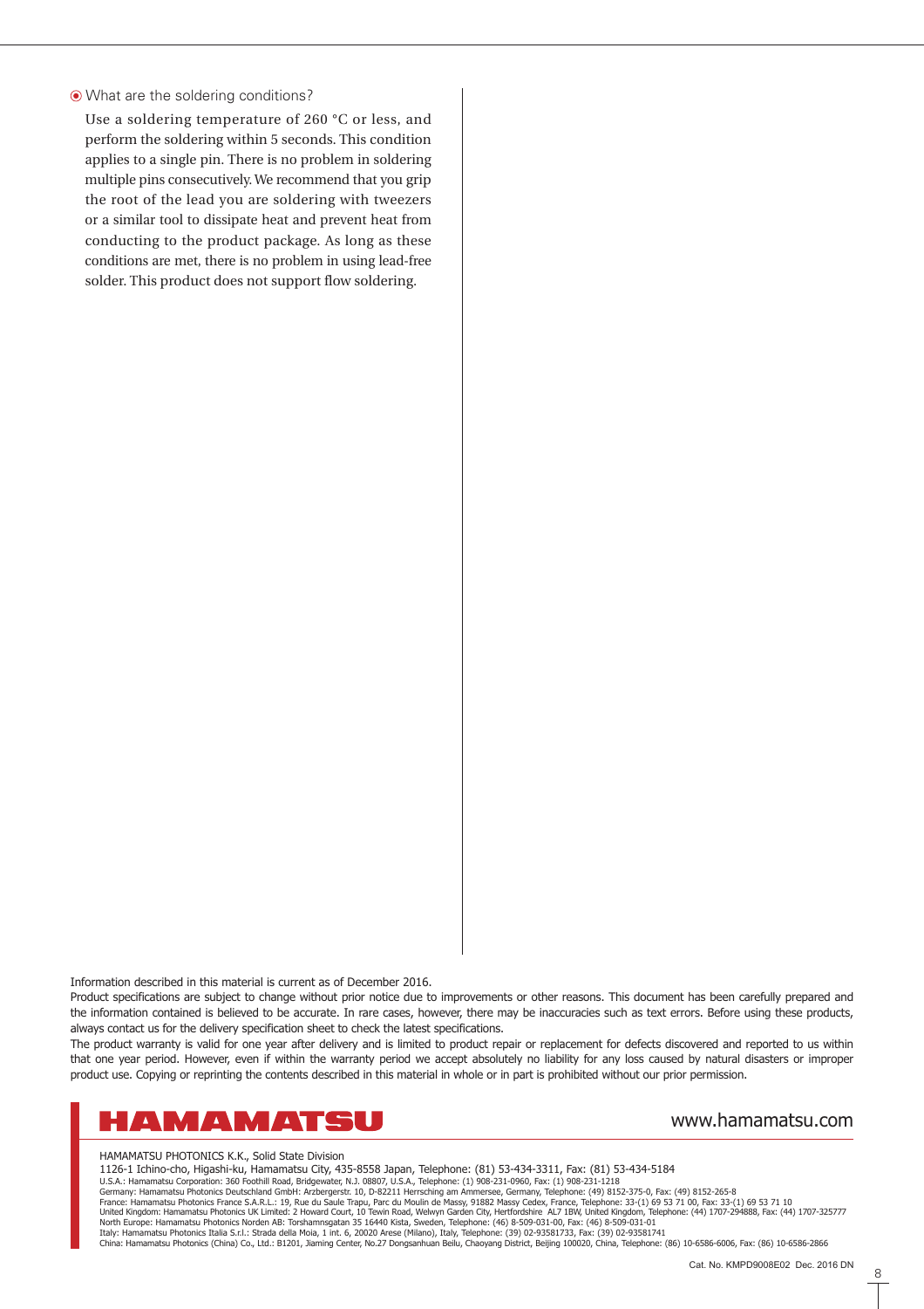◉ What are the soldering conditions?

Use a soldering temperature of 260 °C or less, and perform the soldering within 5 seconds. This condition applies to a single pin. There is no problem in soldering multiple pins consecutively. We recommend that you grip the root of the lead you are soldering with tweezers or a similar tool to dissipate heat and prevent heat from conducting to the product package. As long as these conditions are met, there is no problem in using lead-free solder. This product does not support flow soldering.

Information described in this material is current as of December 2016.

Product specifications are subject to change without prior notice due to improvements or other reasons. This document has been carefully prepared and the information contained is believed to be accurate. In rare cases, however, there may be inaccuracies such as text errors. Before using these products, always contact us for the delivery specification sheet to check the latest specifications.

The product warranty is valid for one year after delivery and is limited to product repair or replacement for defects discovered and reported to us within that one year period. However, even if within the warranty period we accept absolutely no liability for any loss caused by natural disasters or improper product use. Copying or reprinting the contents described in this material in whole or in part is prohibited without our prior permission.

**HAMAMATSU**

www.hamamatsu.com

HAMAMATSU PHOTONICS K.K., Solid State Division

1126-1 Ichino-cho, Higashi-ku, Hamamatsu City, 435-8558 Japan, Telephone: (81) 53-434-3311, Fax: (81) 53-434-5184

U.S.A.: Hamamatsu Corporation: 360 Foothill Road, Bridgewater, N.J. 08807, U.S.A., Telephone: (1) 908-231-0960, Fax: (1) 908-231-1218

Germany: Hamamatsu Photonics Deutschland GmbH: Arzbergerstr. 10, D-82211 Herrsching am Ammersee, Germany, Telephone: (49) 8152-375-0, Fax: (49) 8152-265-8

France: Hamamatsu Photonics France S.A.R.L.: 19, Rue du Saule Trapu, Parc du Moulin de Massy, 91882 Massy Cedex, France, Telephone: 33-(1) 69 53 71 00, Fax: 33-(1) 69 53 71 10

United Kingdom: Hamamatsu Photonics UK Limited: 2 Howard Court, 10 Tewin Road, Welwyn Garden City, Hertfordshire AL7 1BW, United Kingdom, Telephone: (44) 1707-294888, Fax: (44) 1707-325777

North Europe: Hamamatsu Photonics Norden AB: Torshamnsgatan 35 16440 Kista, Sweden, Telephone: (46) 8-509-031-00, Fax: (46) 8-509-031-01

Italy: Hamamatsu Photonics Italia S.r.l.: Strada della Moia, 1 int. 6, 20020 Arese (Milano), Italy, Telephone: (39) 02-93581733, Fax: (39) 02-93581741

China: Hamamatsu Photonics (China) Co., Ltd.: B1201, Jiaming Center, No.27 Dongsanhuan Beilu, Chaoyang District, Beijing 100020, China, Telephone: (86) 10-6586-6006, Fax: (86) 10-6586-2866

Cat. No. KMPD9008E02 Dec. 2016 DN